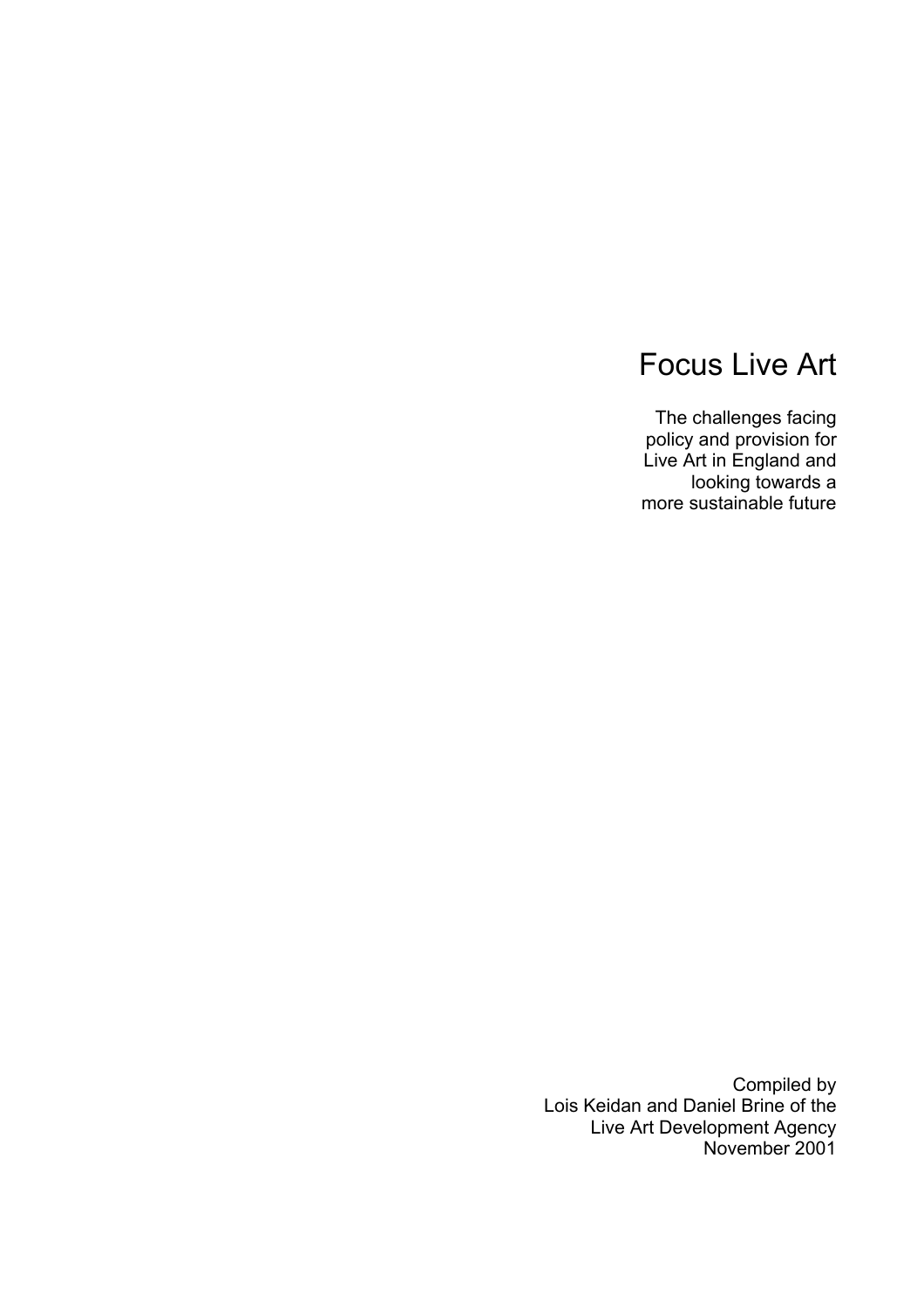# Focus Live Art

The challenges facing policy and provision for Live Art in England and looking towards a more sustainable future

Compiled by
Lois Keidan and Daniel Brine of the
Live Art Development Agency
November 2001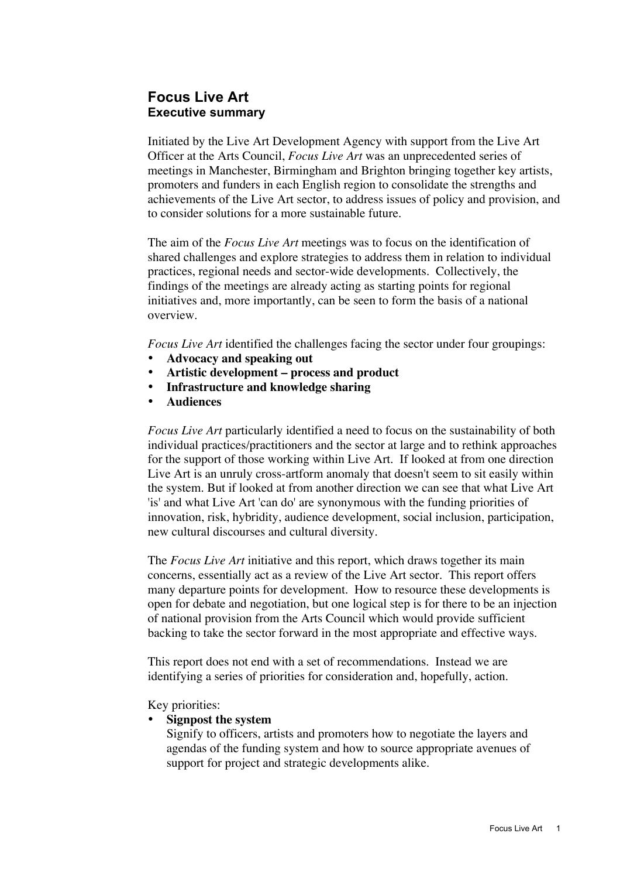# Focus Live Art
## Executive summary

Initiated by the Live Art Development Agency with support from the Live Art Officer at the Arts Council, *Focus Live Art* was an unprecedented series of meetings in Manchester, Birmingham and Brighton bringing together key artists, promoters and funders in each English region to consolidate the strengths and achievements of the Live Art sector, to address issues of policy and provision, and to consider solutions for a more sustainable future.

The aim of the *Focus Live Art* meetings was to focus on the identification of shared challenges and explore strategies to address them in relation to individual practices, regional needs and sector-wide developments. Collectively, the findings of the meetings are already acting as starting points for regional initiatives and, more importantly, can be seen to form the basis of a national overview.

*Focus Live Art* identified the challenges facing the sector under four groupings:

- **Advocacy and speaking out**
- **Artistic development – process and product**
- **Infrastructure and knowledge sharing**
- **Audiences**

*Focus Live Art* particularly identified a need to focus on the sustainability of both individual practices/practitioners and the sector at large and to rethink approaches for the support of those working within Live Art. If looked at from one direction Live Art is an unruly cross-artform anomaly that doesn't seem to sit easily within the system. But if looked at from another direction we can see that what Live Art 'is' and what Live Art 'can do' are synonymous with the funding priorities of innovation, risk, hybridity, audience development, social inclusion, participation, new cultural discourses and cultural diversity.

The *Focus Live Art* initiative and this report, which draws together its main concerns, essentially act as a review of the Live Art sector. This report offers many departure points for development. How to resource these developments is open for debate and negotiation, but one logical step is for there to be an injection of national provision from the Arts Council which would provide sufficient backing to take the sector forward in the most appropriate and effective ways.

This report does not end with a set of recommendations. Instead we are identifying a series of priorities for consideration and, hopefully, action.

Key priorities:

- **Signpost the system**
  Signify to officers, artists and promoters how to negotiate the layers and agendas of the funding system and how to source appropriate avenues of support for project and strategic developments alike.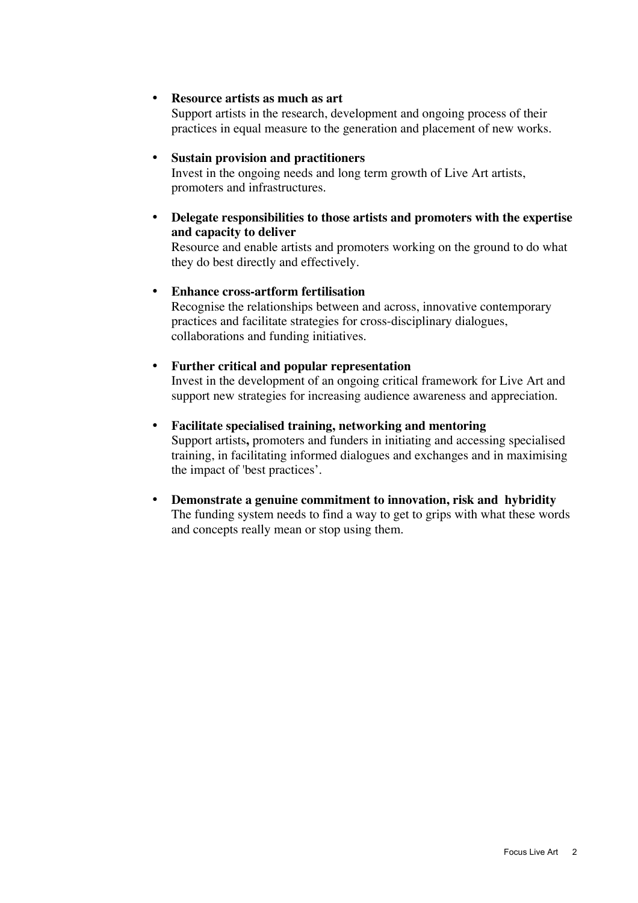- **Resource artists as much as art**
  Support artists in the research, development and ongoing process of their practices in equal measure to the generation and placement of new works.

- **Sustain provision and practitioners**
  Invest in the ongoing needs and long term growth of Live Art artists, promoters and infrastructures.

- **Delegate responsibilities to those artists and promoters with the expertise and capacity to deliver**
  Resource and enable artists and promoters working on the ground to do what they do best directly and effectively.

- **Enhance cross-artform fertilisation**
  Recognise the relationships between and across, innovative contemporary practices and facilitate strategies for cross-disciplinary dialogues, collaborations and funding initiatives.

- **Further critical and popular representation**
  Invest in the development of an ongoing critical framework for Live Art and support new strategies for increasing audience awareness and appreciation.

- **Facilitate specialised training, networking and mentoring**
  Support artists**,** promoters and funders in initiating and accessing specialised training, in facilitating informed dialogues and exchanges and in maximising the impact of 'best practices'.

- **Demonstrate a genuine commitment to innovation, risk and hybridity**
  The funding system needs to find a way to get to grips with what these words and concepts really mean or stop using them.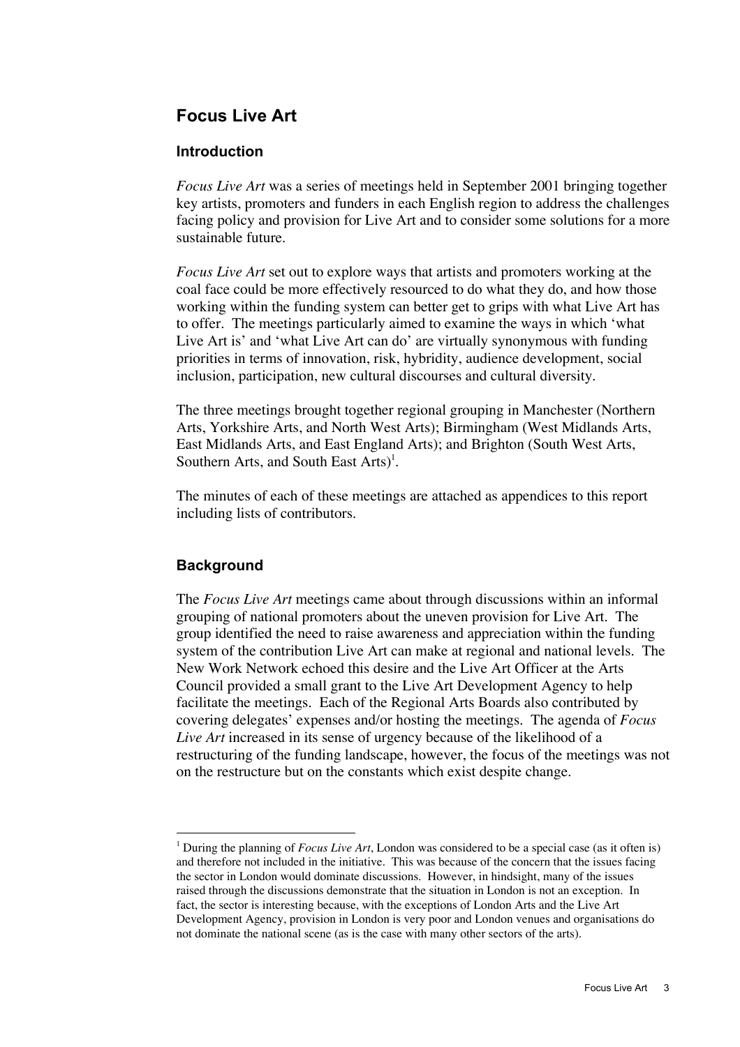## Focus Live Art

### Introduction

*Focus Live Art* was a series of meetings held in September 2001 bringing together key artists, promoters and funders in each English region to address the challenges facing policy and provision for Live Art and to consider some solutions for a more sustainable future.

*Focus Live Art* set out to explore ways that artists and promoters working at the coal face could be more effectively resourced to do what they do, and how those working within the funding system can better get to grips with what Live Art has to offer. The meetings particularly aimed to examine the ways in which 'what Live Art is' and 'what Live Art can do' are virtually synonymous with funding priorities in terms of innovation, risk, hybridity, audience development, social inclusion, participation, new cultural discourses and cultural diversity.

The three meetings brought together regional grouping in Manchester (Northern Arts, Yorkshire Arts, and North West Arts); Birmingham (West Midlands Arts, East Midlands Arts, and East England Arts); and Brighton (South West Arts, Southern Arts, and South East Arts)[1].

The minutes of each of these meetings are attached as appendices to this report including lists of contributors.

### Background

The *Focus Live Art* meetings came about through discussions within an informal grouping of national promoters about the uneven provision for Live Art. The group identified the need to raise awareness and appreciation within the funding system of the contribution Live Art can make at regional and national levels. The New Work Network echoed this desire and the Live Art Officer at the Arts Council provided a small grant to the Live Art Development Agency to help facilitate the meetings. Each of the Regional Arts Boards also contributed by covering delegates' expenses and/or hosting the meetings. The agenda of *Focus Live Art* increased in its sense of urgency because of the likelihood of a restructuring of the funding landscape, however, the focus of the meetings was not on the restructure but on the constants which exist despite change.

---

[1] During the planning of *Focus Live Art*, London was considered to be a special case (as it often is) and therefore not included in the initiative. This was because of the concern that the issues facing the sector in London would dominate discussions. However, in hindsight, many of the issues raised through the discussions demonstrate that the situation in London is not an exception. In fact, the sector is interesting because, with the exceptions of London Arts and the Live Art Development Agency, provision in London is very poor and London venues and organisations do not dominate the national scene (as is the case with many other sectors of the arts).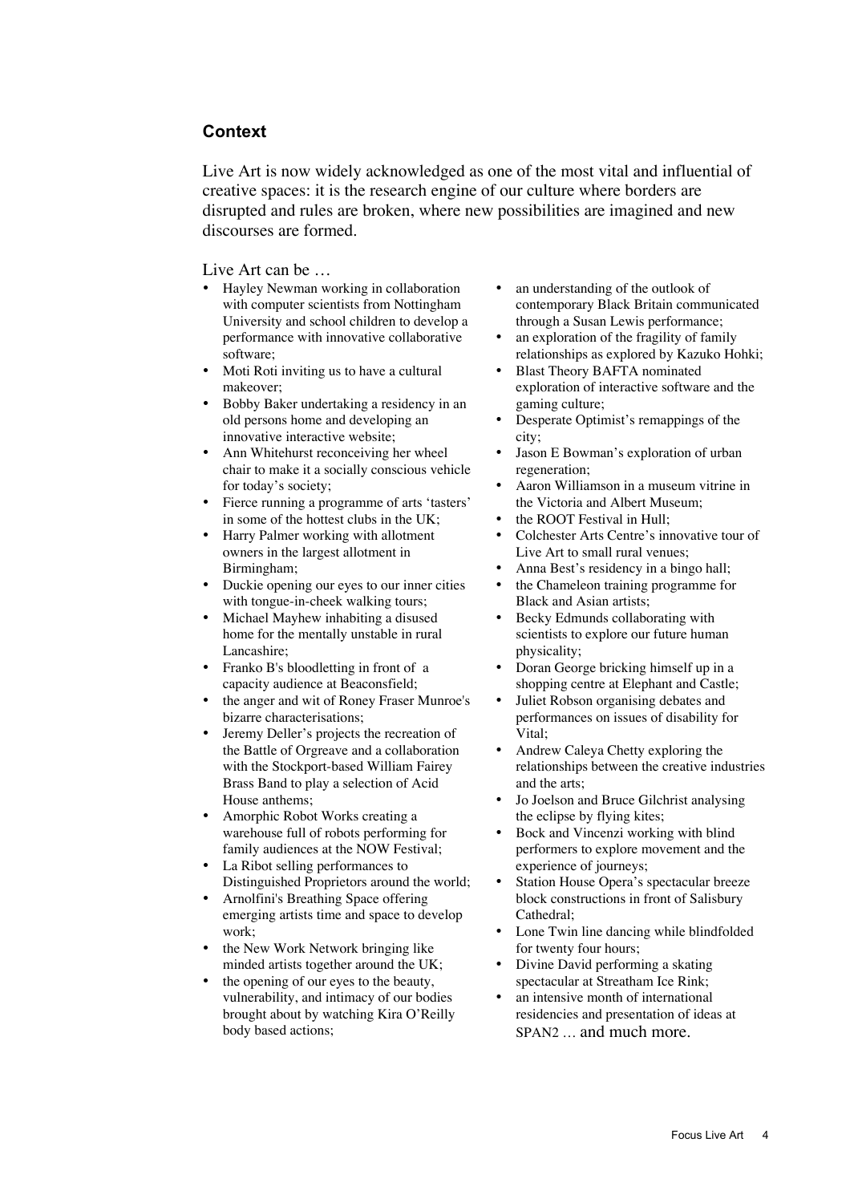## Context

Live Art is now widely acknowledged as one of the most vital and influential of creative spaces: it is the research engine of our culture where borders are disrupted and rules are broken, where new possibilities are imagined and new discourses are formed.

Live Art can be …

- Hayley Newman working in collaboration with computer scientists from Nottingham University and school children to develop a performance with innovative collaborative software;
- Moti Roti inviting us to have a cultural makeover;
- Bobby Baker undertaking a residency in an old persons home and developing an innovative interactive website;
- Ann Whitehurst reconceiving her wheel chair to make it a socially conscious vehicle for today's society;
- Fierce running a programme of arts 'tasters' in some of the hottest clubs in the UK;
- Harry Palmer working with allotment owners in the largest allotment in Birmingham;
- Duckie opening our eyes to our inner cities with tongue-in-cheek walking tours;
- Michael Mayhew inhabiting a disused home for the mentally unstable in rural Lancashire;
- Franko B's bloodletting in front of a capacity audience at Beaconsfield;
- the anger and wit of Roney Fraser Munroe's bizarre characterisations;
- Jeremy Deller's projects the recreation of the Battle of Orgreave and a collaboration with the Stockport-based William Fairey Brass Band to play a selection of Acid House anthems;
- Amorphic Robot Works creating a warehouse full of robots performing for family audiences at the NOW Festival;
- La Ribot selling performances to Distinguished Proprietors around the world;
- Arnolfini's Breathing Space offering emerging artists time and space to develop work;
- the New Work Network bringing like minded artists together around the UK;
- the opening of our eyes to the beauty, vulnerability, and intimacy of our bodies brought about by watching Kira O'Reilly body based actions;
- an understanding of the outlook of contemporary Black Britain communicated through a Susan Lewis performance;
- an exploration of the fragility of family relationships as explored by Kazuko Hohki;
- Blast Theory BAFTA nominated exploration of interactive software and the gaming culture;
- Desperate Optimist's remappings of the city;
- Jason E Bowman's exploration of urban regeneration;
- Aaron Williamson in a museum vitrine in the Victoria and Albert Museum;
- the ROOT Festival in Hull;
- Colchester Arts Centre's innovative tour of Live Art to small rural venues;
- Anna Best's residency in a bingo hall;
- the Chameleon training programme for Black and Asian artists;
- Becky Edmunds collaborating with scientists to explore our future human physicality;
- Doran George bricking himself up in a shopping centre at Elephant and Castle;
- Juliet Robson organising debates and performances on issues of disability for Vital;
- Andrew Caleya Chetty exploring the relationships between the creative industries and the arts;
- Jo Joelson and Bruce Gilchrist analysing the eclipse by flying kites;
- Bock and Vincenzi working with blind performers to explore movement and the experience of journeys;
- Station House Opera's spectacular breeze block constructions in front of Salisbury Cathedral;
- Lone Twin line dancing while blindfolded for twenty four hours;
- Divine David performing a skating spectacular at Streatham Ice Rink;
- an intensive month of international residencies and presentation of ideas at SPAN2 … and much more.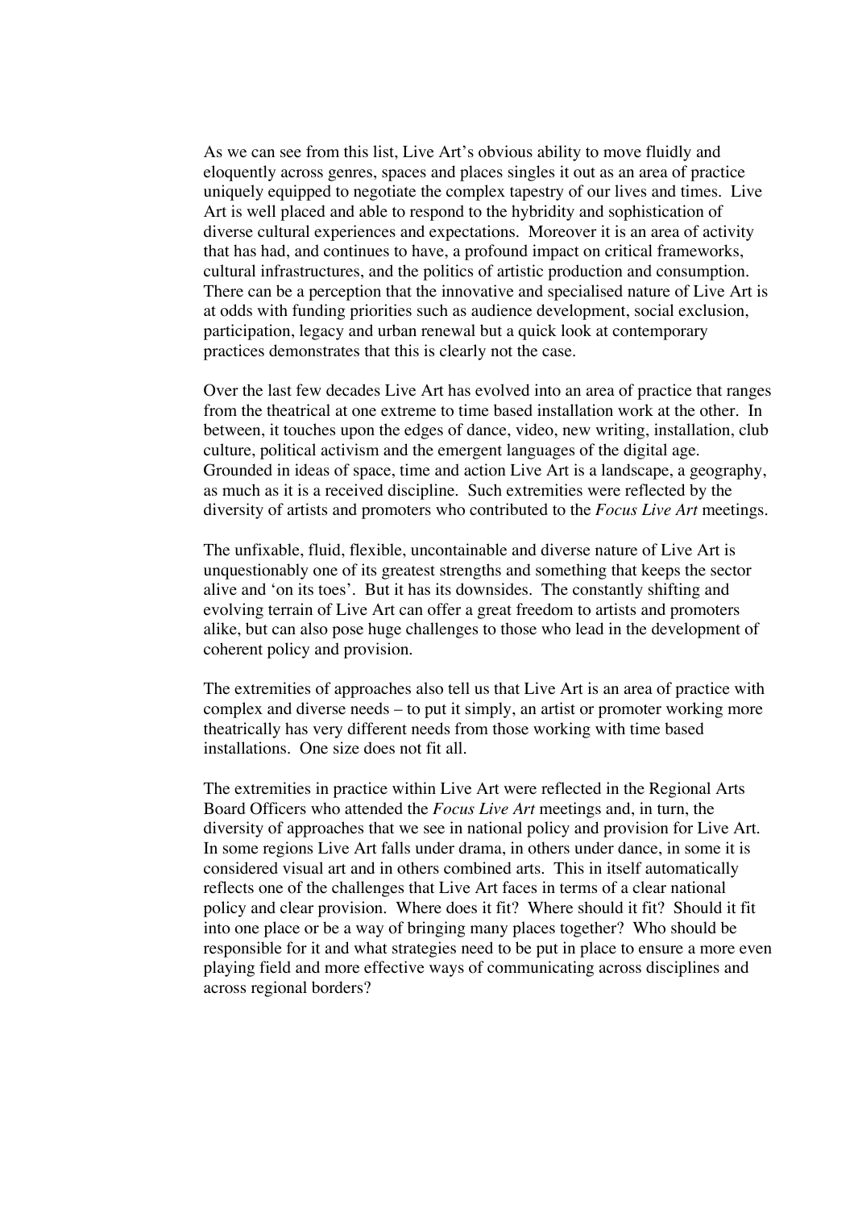As we can see from this list, Live Art's obvious ability to move fluidly and eloquently across genres, spaces and places singles it out as an area of practice uniquely equipped to negotiate the complex tapestry of our lives and times. Live Art is well placed and able to respond to the hybridity and sophistication of diverse cultural experiences and expectations. Moreover it is an area of activity that has had, and continues to have, a profound impact on critical frameworks, cultural infrastructures, and the politics of artistic production and consumption. There can be a perception that the innovative and specialised nature of Live Art is at odds with funding priorities such as audience development, social exclusion, participation, legacy and urban renewal but a quick look at contemporary practices demonstrates that this is clearly not the case.

Over the last few decades Live Art has evolved into an area of practice that ranges from the theatrical at one extreme to time based installation work at the other. In between, it touches upon the edges of dance, video, new writing, installation, club culture, political activism and the emergent languages of the digital age. Grounded in ideas of space, time and action Live Art is a landscape, a geography, as much as it is a received discipline. Such extremities were reflected by the diversity of artists and promoters who contributed to the *Focus Live Art* meetings.

The unfixable, fluid, flexible, uncontainable and diverse nature of Live Art is unquestionably one of its greatest strengths and something that keeps the sector alive and 'on its toes'. But it has its downsides. The constantly shifting and evolving terrain of Live Art can offer a great freedom to artists and promoters alike, but can also pose huge challenges to those who lead in the development of coherent policy and provision.

The extremities of approaches also tell us that Live Art is an area of practice with complex and diverse needs – to put it simply, an artist or promoter working more theatrically has very different needs from those working with time based installations. One size does not fit all.

The extremities in practice within Live Art were reflected in the Regional Arts Board Officers who attended the *Focus Live Art* meetings and, in turn, the diversity of approaches that we see in national policy and provision for Live Art. In some regions Live Art falls under drama, in others under dance, in some it is considered visual art and in others combined arts. This in itself automatically reflects one of the challenges that Live Art faces in terms of a clear national policy and clear provision. Where does it fit? Where should it fit? Should it fit into one place or be a way of bringing many places together? Who should be responsible for it and what strategies need to be put in place to ensure a more even playing field and more effective ways of communicating across disciplines and across regional borders?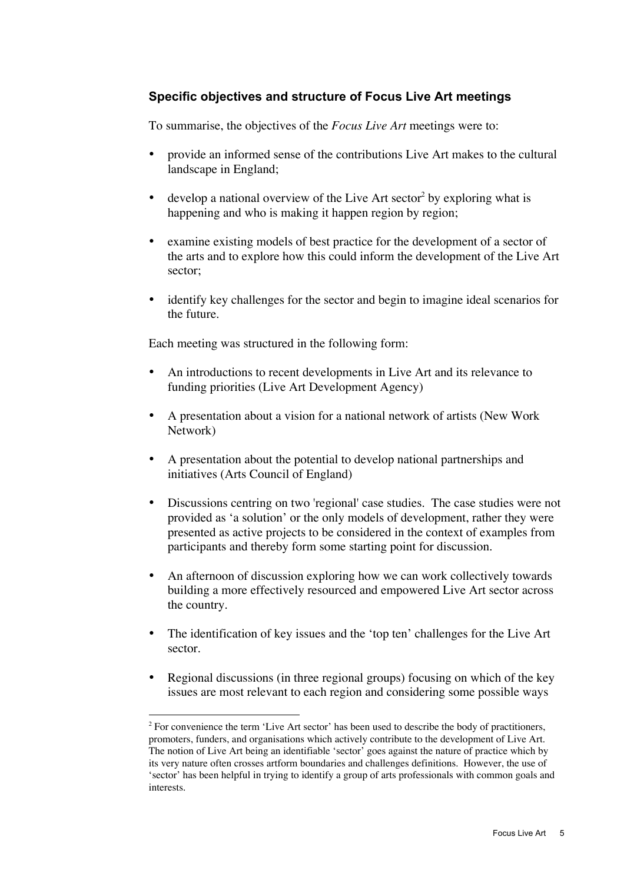### Specific objectives and structure of Focus Live Art meetings

To summarise, the objectives of the *Focus Live Art* meetings were to:

- provide an informed sense of the contributions Live Art makes to the cultural landscape in England;
- develop a national overview of the Live Art sector[2] by exploring what is happening and who is making it happen region by region;
- examine existing models of best practice for the development of a sector of the arts and to explore how this could inform the development of the Live Art sector;
- identify key challenges for the sector and begin to imagine ideal scenarios for the future.

Each meeting was structured in the following form:

- An introductions to recent developments in Live Art and its relevance to funding priorities (Live Art Development Agency)
- A presentation about a vision for a national network of artists (New Work Network)
- A presentation about the potential to develop national partnerships and initiatives (Arts Council of England)
- Discussions centring on two 'regional' case studies. The case studies were not provided as 'a solution' or the only models of development, rather they were presented as active projects to be considered in the context of examples from participants and thereby form some starting point for discussion.
- An afternoon of discussion exploring how we can work collectively towards building a more effectively resourced and empowered Live Art sector across the country.
- The identification of key issues and the 'top ten' challenges for the Live Art sector.
- Regional discussions (in three regional groups) focusing on which of the key issues are most relevant to each region and considering some possible ways

[2] For convenience the term 'Live Art sector' has been used to describe the body of practitioners, promoters, funders, and organisations which actively contribute to the development of Live Art. The notion of Live Art being an identifiable 'sector' goes against the nature of practice which by its very nature often crosses artform boundaries and challenges definitions. However, the use of 'sector' has been helpful in trying to identify a group of arts professionals with common goals and interests.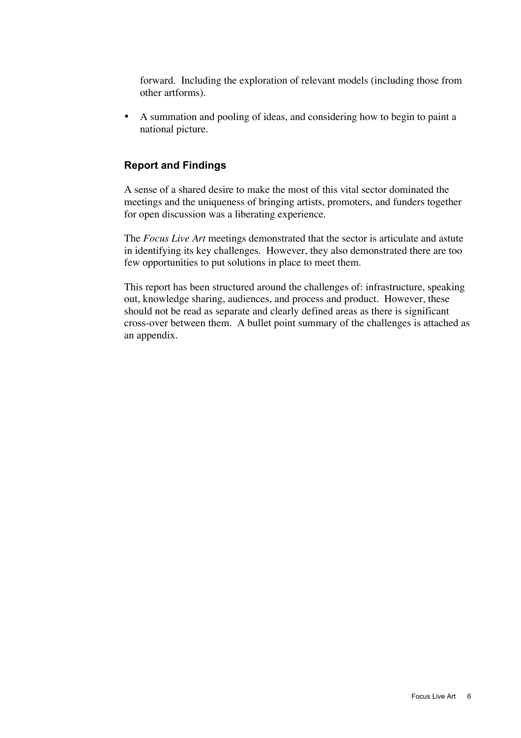forward. Including the exploration of relevant models (including those from other artforms).

- A summation and pooling of ideas, and considering how to begin to paint a national picture.

## Report and Findings

A sense of a shared desire to make the most of this vital sector dominated the meetings and the uniqueness of bringing artists, promoters, and funders together for open discussion was a liberating experience.

The *Focus Live Art* meetings demonstrated that the sector is articulate and astute in identifying its key challenges. However, they also demonstrated there are too few opportunities to put solutions in place to meet them.

This report has been structured around the challenges of: infrastructure, speaking out, knowledge sharing, audiences, and process and product. However, these should not be read as separate and clearly defined areas as there is significant cross-over between them. A bullet point summary of the challenges is attached as an appendix.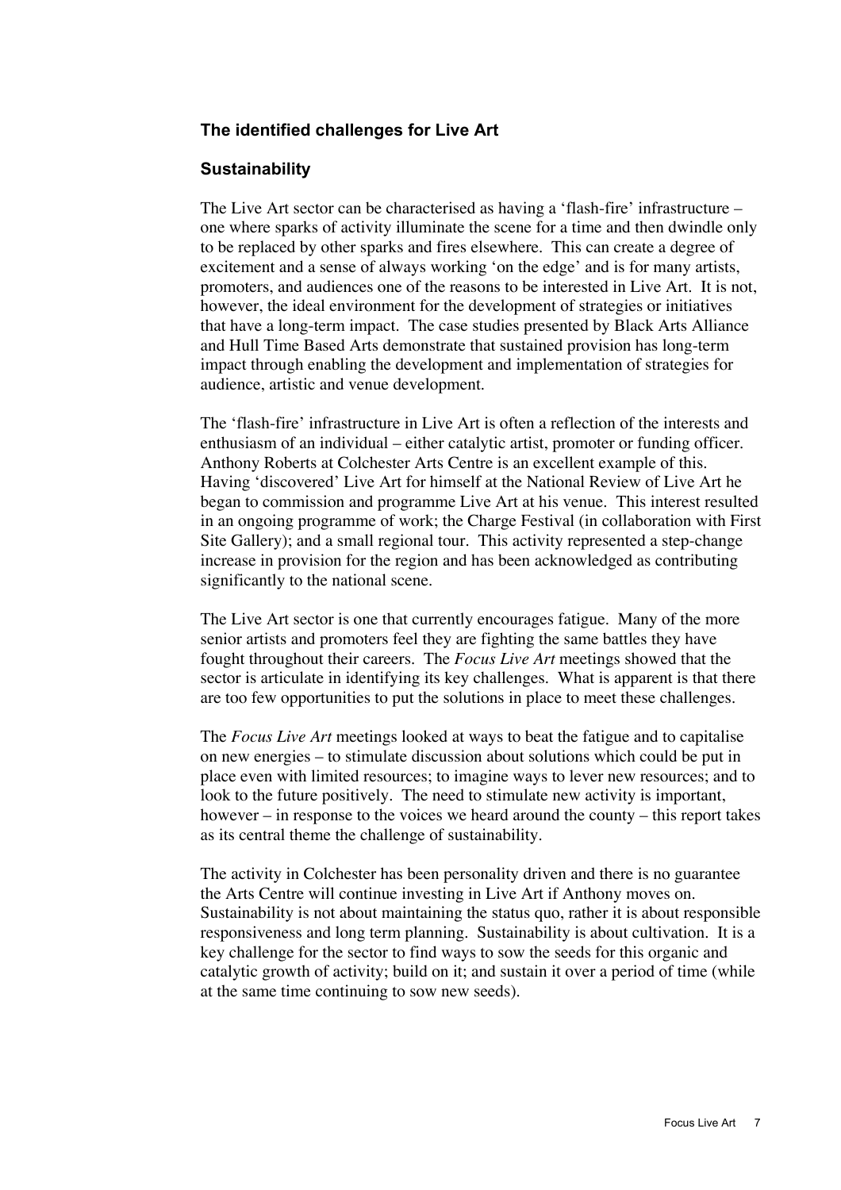## The identified challenges for Live Art

### Sustainability

The Live Art sector can be characterised as having a 'flash-fire' infrastructure – one where sparks of activity illuminate the scene for a time and then dwindle only to be replaced by other sparks and fires elsewhere. This can create a degree of excitement and a sense of always working 'on the edge' and is for many artists, promoters, and audiences one of the reasons to be interested in Live Art. It is not, however, the ideal environment for the development of strategies or initiatives that have a long-term impact. The case studies presented by Black Arts Alliance and Hull Time Based Arts demonstrate that sustained provision has long-term impact through enabling the development and implementation of strategies for audience, artistic and venue development.

The 'flash-fire' infrastructure in Live Art is often a reflection of the interests and enthusiasm of an individual – either catalytic artist, promoter or funding officer. Anthony Roberts at Colchester Arts Centre is an excellent example of this. Having 'discovered' Live Art for himself at the National Review of Live Art he began to commission and programme Live Art at his venue. This interest resulted in an ongoing programme of work; the Charge Festival (in collaboration with First Site Gallery); and a small regional tour. This activity represented a step-change increase in provision for the region and has been acknowledged as contributing significantly to the national scene.

The Live Art sector is one that currently encourages fatigue. Many of the more senior artists and promoters feel they are fighting the same battles they have fought throughout their careers. The *Focus Live Art* meetings showed that the sector is articulate in identifying its key challenges. What is apparent is that there are too few opportunities to put the solutions in place to meet these challenges.

The *Focus Live Art* meetings looked at ways to beat the fatigue and to capitalise on new energies – to stimulate discussion about solutions which could be put in place even with limited resources; to imagine ways to lever new resources; and to look to the future positively. The need to stimulate new activity is important, however – in response to the voices we heard around the county – this report takes as its central theme the challenge of sustainability.

The activity in Colchester has been personality driven and there is no guarantee the Arts Centre will continue investing in Live Art if Anthony moves on. Sustainability is not about maintaining the status quo, rather it is about responsible responsiveness and long term planning. Sustainability is about cultivation. It is a key challenge for the sector to find ways to sow the seeds for this organic and catalytic growth of activity; build on it; and sustain it over a period of time (while at the same time continuing to sow new seeds).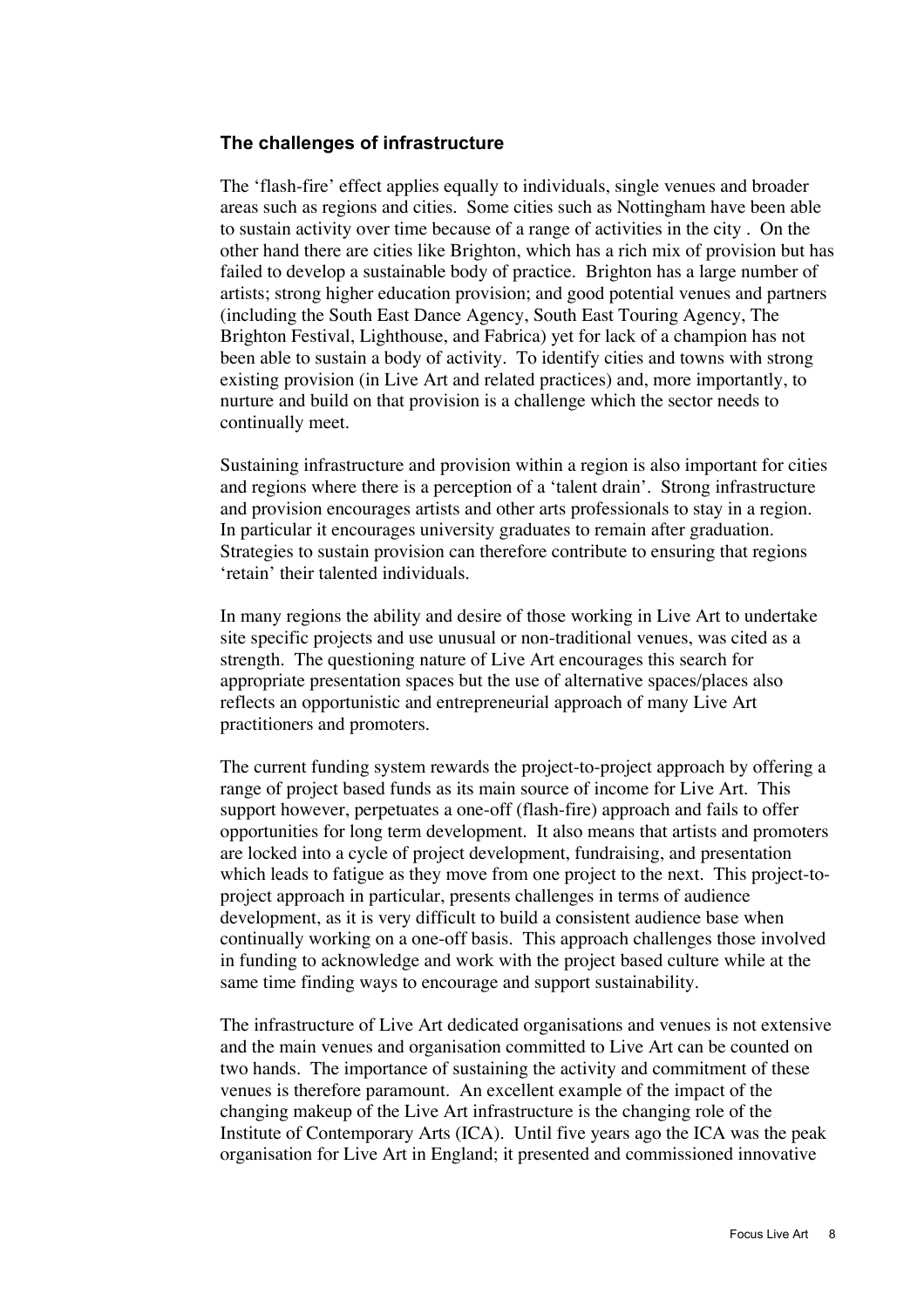## The challenges of infrastructure

The 'flash-fire' effect applies equally to individuals, single venues and broader areas such as regions and cities. Some cities such as Nottingham have been able to sustain activity over time because of a range of activities in the city . On the other hand there are cities like Brighton, which has a rich mix of provision but has failed to develop a sustainable body of practice. Brighton has a large number of artists; strong higher education provision; and good potential venues and partners (including the South East Dance Agency, South East Touring Agency, The Brighton Festival, Lighthouse, and Fabrica) yet for lack of a champion has not been able to sustain a body of activity. To identify cities and towns with strong existing provision (in Live Art and related practices) and, more importantly, to nurture and build on that provision is a challenge which the sector needs to continually meet.

Sustaining infrastructure and provision within a region is also important for cities and regions where there is a perception of a 'talent drain'. Strong infrastructure and provision encourages artists and other arts professionals to stay in a region. In particular it encourages university graduates to remain after graduation. Strategies to sustain provision can therefore contribute to ensuring that regions 'retain' their talented individuals.

In many regions the ability and desire of those working in Live Art to undertake site specific projects and use unusual or non-traditional venues, was cited as a strength. The questioning nature of Live Art encourages this search for appropriate presentation spaces but the use of alternative spaces/places also reflects an opportunistic and entrepreneurial approach of many Live Art practitioners and promoters.

The current funding system rewards the project-to-project approach by offering a range of project based funds as its main source of income for Live Art. This support however, perpetuates a one-off (flash-fire) approach and fails to offer opportunities for long term development. It also means that artists and promoters are locked into a cycle of project development, fundraising, and presentation which leads to fatigue as they move from one project to the next. This project-to-project approach in particular, presents challenges in terms of audience development, as it is very difficult to build a consistent audience base when continually working on a one-off basis. This approach challenges those involved in funding to acknowledge and work with the project based culture while at the same time finding ways to encourage and support sustainability.

The infrastructure of Live Art dedicated organisations and venues is not extensive and the main venues and organisation committed to Live Art can be counted on two hands. The importance of sustaining the activity and commitment of these venues is therefore paramount. An excellent example of the impact of the changing makeup of the Live Art infrastructure is the changing role of the Institute of Contemporary Arts (ICA). Until five years ago the ICA was the peak organisation for Live Art in England; it presented and commissioned innovative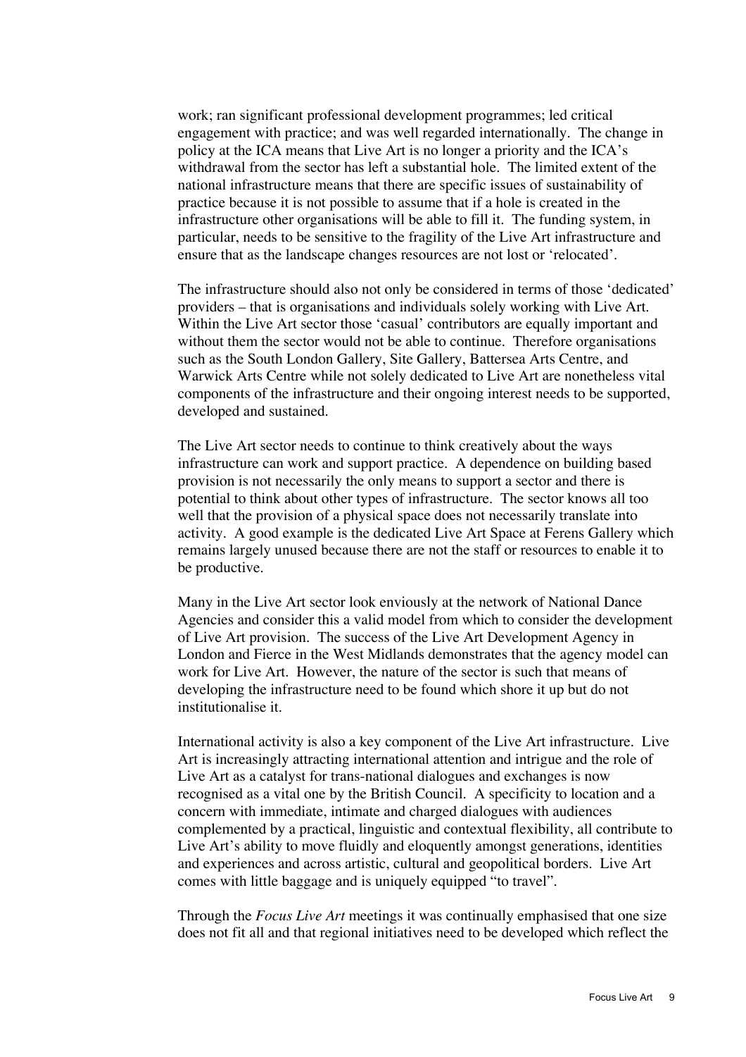work; ran significant professional development programmes; led critical engagement with practice; and was well regarded internationally. The change in policy at the ICA means that Live Art is no longer a priority and the ICA's withdrawal from the sector has left a substantial hole. The limited extent of the national infrastructure means that there are specific issues of sustainability of practice because it is not possible to assume that if a hole is created in the infrastructure other organisations will be able to fill it. The funding system, in particular, needs to be sensitive to the fragility of the Live Art infrastructure and ensure that as the landscape changes resources are not lost or 'relocated'.

The infrastructure should also not only be considered in terms of those 'dedicated' providers – that is organisations and individuals solely working with Live Art. Within the Live Art sector those 'casual' contributors are equally important and without them the sector would not be able to continue. Therefore organisations such as the South London Gallery, Site Gallery, Battersea Arts Centre, and Warwick Arts Centre while not solely dedicated to Live Art are nonetheless vital components of the infrastructure and their ongoing interest needs to be supported, developed and sustained.

The Live Art sector needs to continue to think creatively about the ways infrastructure can work and support practice. A dependence on building based provision is not necessarily the only means to support a sector and there is potential to think about other types of infrastructure. The sector knows all too well that the provision of a physical space does not necessarily translate into activity. A good example is the dedicated Live Art Space at Ferens Gallery which remains largely unused because there are not the staff or resources to enable it to be productive.

Many in the Live Art sector look enviously at the network of National Dance Agencies and consider this a valid model from which to consider the development of Live Art provision. The success of the Live Art Development Agency in London and Fierce in the West Midlands demonstrates that the agency model can work for Live Art. However, the nature of the sector is such that means of developing the infrastructure need to be found which shore it up but do not institutionalise it.

International activity is also a key component of the Live Art infrastructure. Live Art is increasingly attracting international attention and intrigue and the role of Live Art as a catalyst for trans-national dialogues and exchanges is now recognised as a vital one by the British Council. A specificity to location and a concern with immediate, intimate and charged dialogues with audiences complemented by a practical, linguistic and contextual flexibility, all contribute to Live Art's ability to move fluidly and eloquently amongst generations, identities and experiences and across artistic, cultural and geopolitical borders. Live Art comes with little baggage and is uniquely equipped "to travel".

Through the *Focus Live Art* meetings it was continually emphasised that one size does not fit all and that regional initiatives need to be developed which reflect the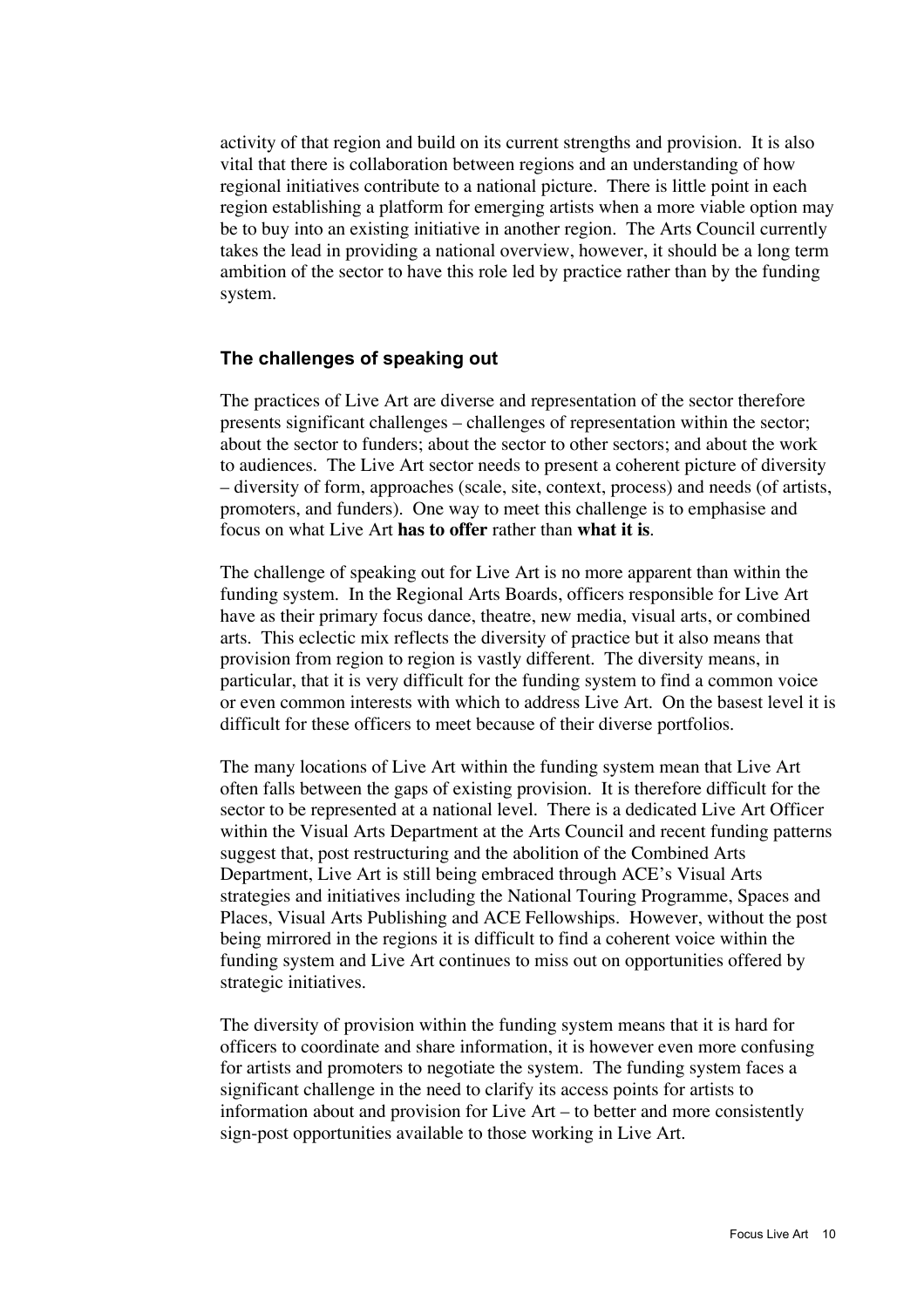activity of that region and build on its current strengths and provision. It is also vital that there is collaboration between regions and an understanding of how regional initiatives contribute to a national picture. There is little point in each region establishing a platform for emerging artists when a more viable option may be to buy into an existing initiative in another region. The Arts Council currently takes the lead in providing a national overview, however, it should be a long term ambition of the sector to have this role led by practice rather than by the funding system.

### The challenges of speaking out

The practices of Live Art are diverse and representation of the sector therefore presents significant challenges – challenges of representation within the sector; about the sector to funders; about the sector to other sectors; and about the work to audiences. The Live Art sector needs to present a coherent picture of diversity – diversity of form, approaches (scale, site, context, process) and needs (of artists, promoters, and funders). One way to meet this challenge is to emphasise and focus on what Live Art **has to offer** rather than **what it is**.

The challenge of speaking out for Live Art is no more apparent than within the funding system. In the Regional Arts Boards, officers responsible for Live Art have as their primary focus dance, theatre, new media, visual arts, or combined arts. This eclectic mix reflects the diversity of practice but it also means that provision from region to region is vastly different. The diversity means, in particular, that it is very difficult for the funding system to find a common voice or even common interests with which to address Live Art. On the basest level it is difficult for these officers to meet because of their diverse portfolios.

The many locations of Live Art within the funding system mean that Live Art often falls between the gaps of existing provision. It is therefore difficult for the sector to be represented at a national level. There is a dedicated Live Art Officer within the Visual Arts Department at the Arts Council and recent funding patterns suggest that, post restructuring and the abolition of the Combined Arts Department, Live Art is still being embraced through ACE's Visual Arts strategies and initiatives including the National Touring Programme, Spaces and Places, Visual Arts Publishing and ACE Fellowships. However, without the post being mirrored in the regions it is difficult to find a coherent voice within the funding system and Live Art continues to miss out on opportunities offered by strategic initiatives.

The diversity of provision within the funding system means that it is hard for officers to coordinate and share information, it is however even more confusing for artists and promoters to negotiate the system. The funding system faces a significant challenge in the need to clarify its access points for artists to information about and provision for Live Art – to better and more consistently sign-post opportunities available to those working in Live Art.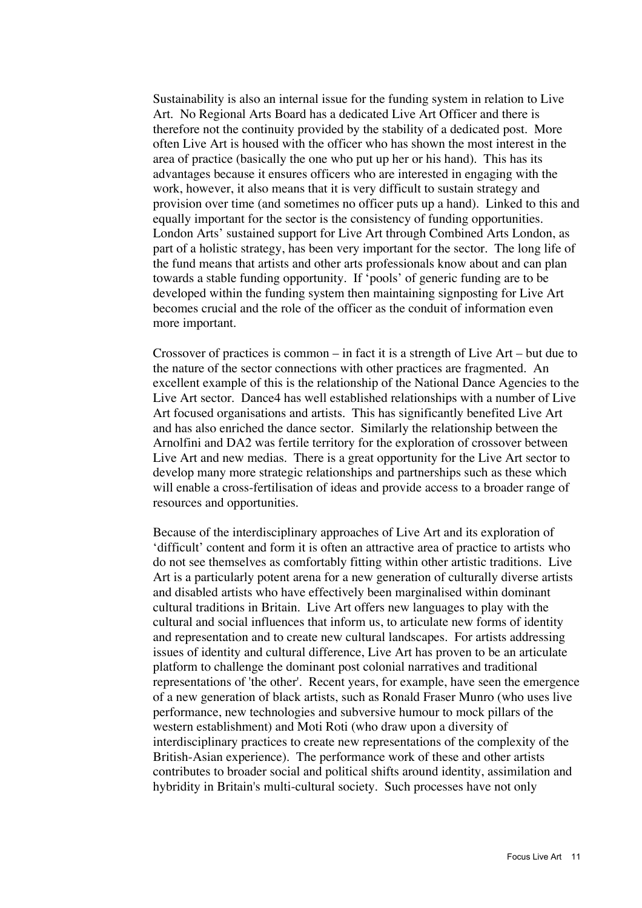Sustainability is also an internal issue for the funding system in relation to Live Art. No Regional Arts Board has a dedicated Live Art Officer and there is therefore not the continuity provided by the stability of a dedicated post. More often Live Art is housed with the officer who has shown the most interest in the area of practice (basically the one who put up her or his hand). This has its advantages because it ensures officers who are interested in engaging with the work, however, it also means that it is very difficult to sustain strategy and provision over time (and sometimes no officer puts up a hand). Linked to this and equally important for the sector is the consistency of funding opportunities. London Arts' sustained support for Live Art through Combined Arts London, as part of a holistic strategy, has been very important for the sector. The long life of the fund means that artists and other arts professionals know about and can plan towards a stable funding opportunity. If 'pools' of generic funding are to be developed within the funding system then maintaining signposting for Live Art becomes crucial and the role of the officer as the conduit of information even more important.

Crossover of practices is common – in fact it is a strength of Live Art – but due to the nature of the sector connections with other practices are fragmented. An excellent example of this is the relationship of the National Dance Agencies to the Live Art sector. Dance4 has well established relationships with a number of Live Art focused organisations and artists. This has significantly benefited Live Art and has also enriched the dance sector. Similarly the relationship between the Arnolfini and DA2 was fertile territory for the exploration of crossover between Live Art and new medias. There is a great opportunity for the Live Art sector to develop many more strategic relationships and partnerships such as these which will enable a cross-fertilisation of ideas and provide access to a broader range of resources and opportunities.

Because of the interdisciplinary approaches of Live Art and its exploration of 'difficult' content and form it is often an attractive area of practice to artists who do not see themselves as comfortably fitting within other artistic traditions. Live Art is a particularly potent arena for a new generation of culturally diverse artists and disabled artists who have effectively been marginalised within dominant cultural traditions in Britain. Live Art offers new languages to play with the cultural and social influences that inform us, to articulate new forms of identity and representation and to create new cultural landscapes. For artists addressing issues of identity and cultural difference, Live Art has proven to be an articulate platform to challenge the dominant post colonial narratives and traditional representations of 'the other'. Recent years, for example, have seen the emergence of a new generation of black artists, such as Ronald Fraser Munro (who uses live performance, new technologies and subversive humour to mock pillars of the western establishment) and Moti Roti (who draw upon a diversity of interdisciplinary practices to create new representations of the complexity of the British-Asian experience). The performance work of these and other artists contributes to broader social and political shifts around identity, assimilation and hybridity in Britain's multi-cultural society. Such processes have not only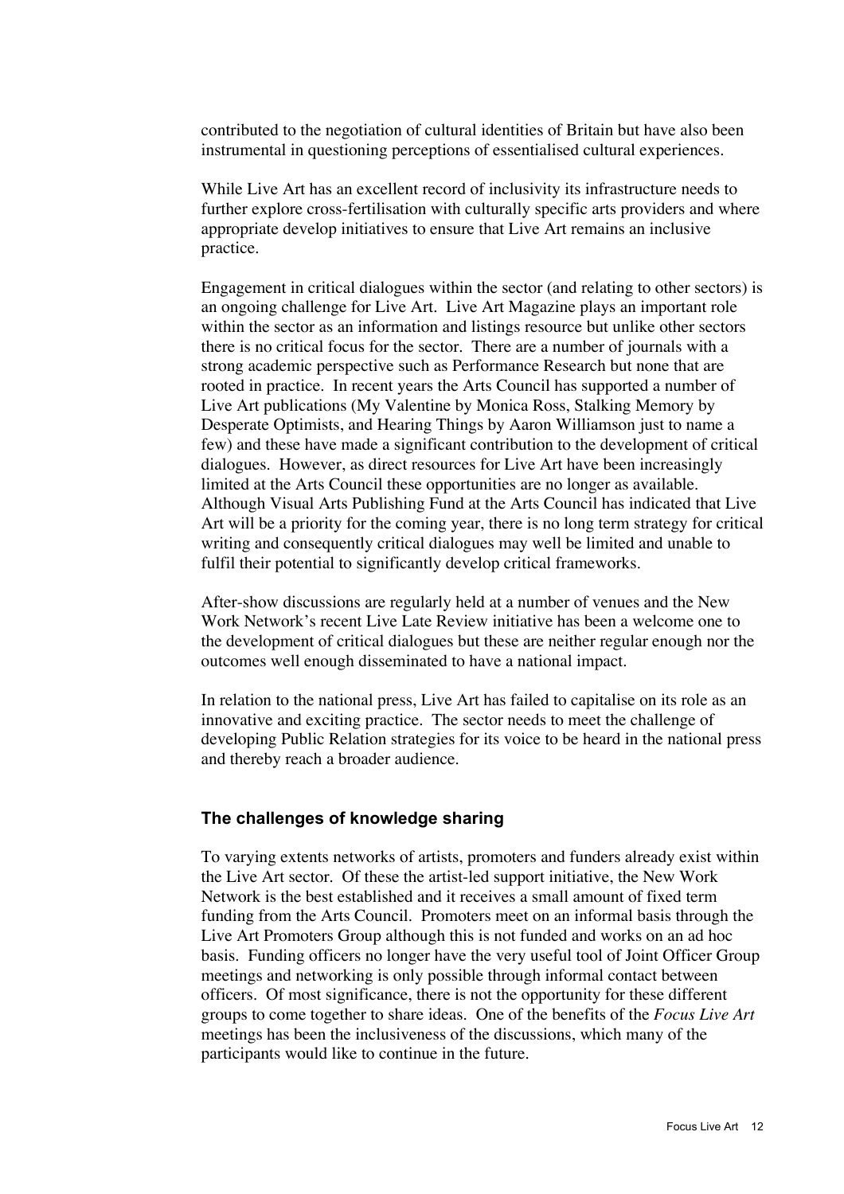contributed to the negotiation of cultural identities of Britain but have also been instrumental in questioning perceptions of essentialised cultural experiences.

While Live Art has an excellent record of inclusivity its infrastructure needs to further explore cross-fertilisation with culturally specific arts providers and where appropriate develop initiatives to ensure that Live Art remains an inclusive practice.

Engagement in critical dialogues within the sector (and relating to other sectors) is an ongoing challenge for Live Art. Live Art Magazine plays an important role within the sector as an information and listings resource but unlike other sectors there is no critical focus for the sector. There are a number of journals with a strong academic perspective such as Performance Research but none that are rooted in practice. In recent years the Arts Council has supported a number of Live Art publications (My Valentine by Monica Ross, Stalking Memory by Desperate Optimists, and Hearing Things by Aaron Williamson just to name a few) and these have made a significant contribution to the development of critical dialogues. However, as direct resources for Live Art have been increasingly limited at the Arts Council these opportunities are no longer as available. Although Visual Arts Publishing Fund at the Arts Council has indicated that Live Art will be a priority for the coming year, there is no long term strategy for critical writing and consequently critical dialogues may well be limited and unable to fulfil their potential to significantly develop critical frameworks.

After-show discussions are regularly held at a number of venues and the New Work Network's recent Live Late Review initiative has been a welcome one to the development of critical dialogues but these are neither regular enough nor the outcomes well enough disseminated to have a national impact.

In relation to the national press, Live Art has failed to capitalise on its role as an innovative and exciting practice. The sector needs to meet the challenge of developing Public Relation strategies for its voice to be heard in the national press and thereby reach a broader audience.

### The challenges of knowledge sharing

To varying extents networks of artists, promoters and funders already exist within the Live Art sector. Of these the artist-led support initiative, the New Work Network is the best established and it receives a small amount of fixed term funding from the Arts Council. Promoters meet on an informal basis through the Live Art Promoters Group although this is not funded and works on an ad hoc basis. Funding officers no longer have the very useful tool of Joint Officer Group meetings and networking is only possible through informal contact between officers. Of most significance, there is not the opportunity for these different groups to come together to share ideas. One of the benefits of the *Focus Live Art* meetings has been the inclusiveness of the discussions, which many of the participants would like to continue in the future.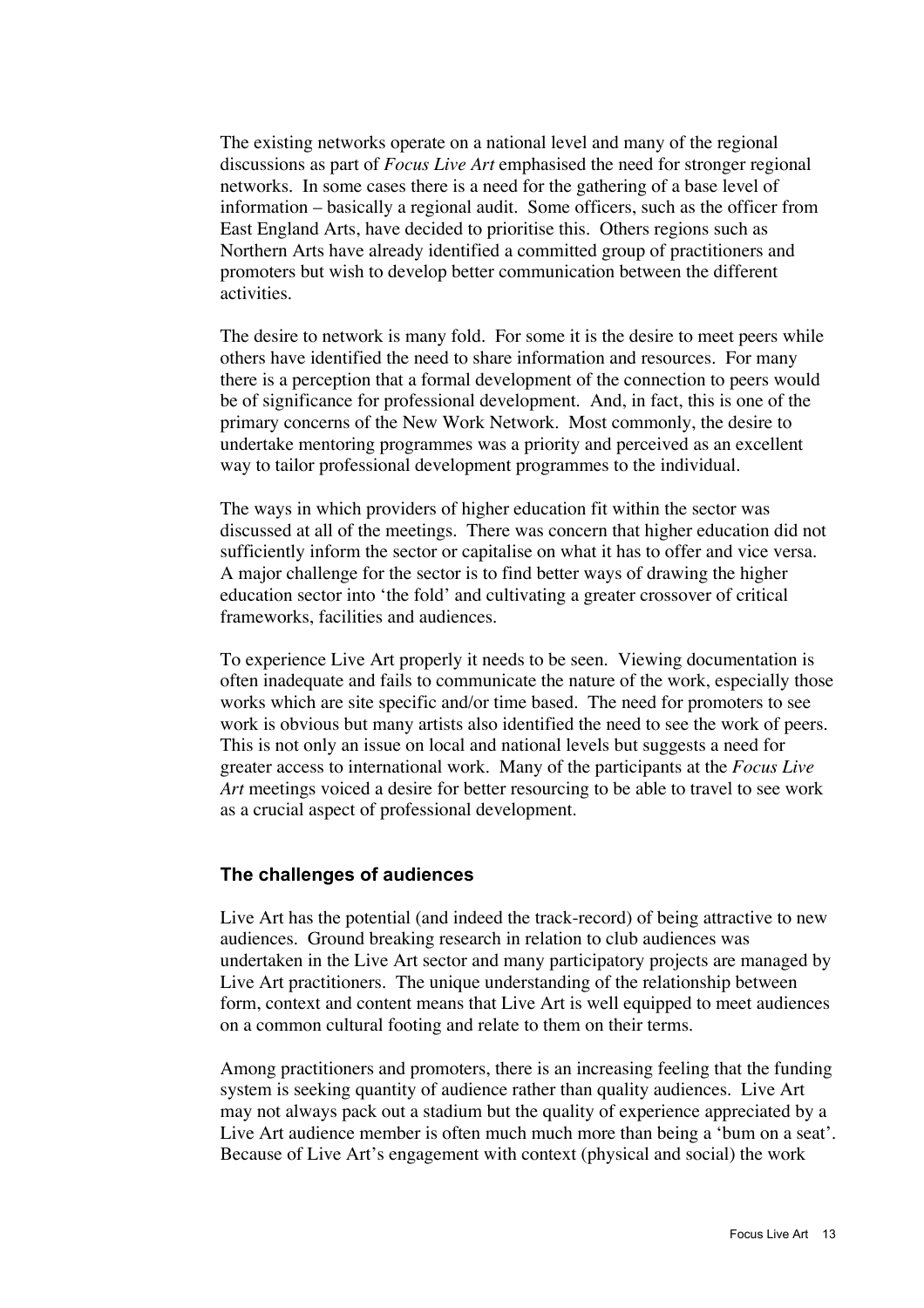The existing networks operate on a national level and many of the regional discussions as part of *Focus Live Art* emphasised the need for stronger regional networks. In some cases there is a need for the gathering of a base level of information – basically a regional audit. Some officers, such as the officer from East England Arts, have decided to prioritise this. Others regions such as Northern Arts have already identified a committed group of practitioners and promoters but wish to develop better communication between the different activities.

The desire to network is many fold. For some it is the desire to meet peers while others have identified the need to share information and resources. For many there is a perception that a formal development of the connection to peers would be of significance for professional development. And, in fact, this is one of the primary concerns of the New Work Network. Most commonly, the desire to undertake mentoring programmes was a priority and perceived as an excellent way to tailor professional development programmes to the individual.

The ways in which providers of higher education fit within the sector was discussed at all of the meetings. There was concern that higher education did not sufficiently inform the sector or capitalise on what it has to offer and vice versa. A major challenge for the sector is to find better ways of drawing the higher education sector into 'the fold' and cultivating a greater crossover of critical frameworks, facilities and audiences.

To experience Live Art properly it needs to be seen. Viewing documentation is often inadequate and fails to communicate the nature of the work, especially those works which are site specific and/or time based. The need for promoters to see work is obvious but many artists also identified the need to see the work of peers. This is not only an issue on local and national levels but suggests a need for greater access to international work. Many of the participants at the *Focus Live Art* meetings voiced a desire for better resourcing to be able to travel to see work as a crucial aspect of professional development.

### The challenges of audiences

Live Art has the potential (and indeed the track-record) of being attractive to new audiences. Ground breaking research in relation to club audiences was undertaken in the Live Art sector and many participatory projects are managed by Live Art practitioners. The unique understanding of the relationship between form, context and content means that Live Art is well equipped to meet audiences on a common cultural footing and relate to them on their terms.

Among practitioners and promoters, there is an increasing feeling that the funding system is seeking quantity of audience rather than quality audiences. Live Art may not always pack out a stadium but the quality of experience appreciated by a Live Art audience member is often much much more than being a 'bum on a seat'. Because of Live Art's engagement with context (physical and social) the work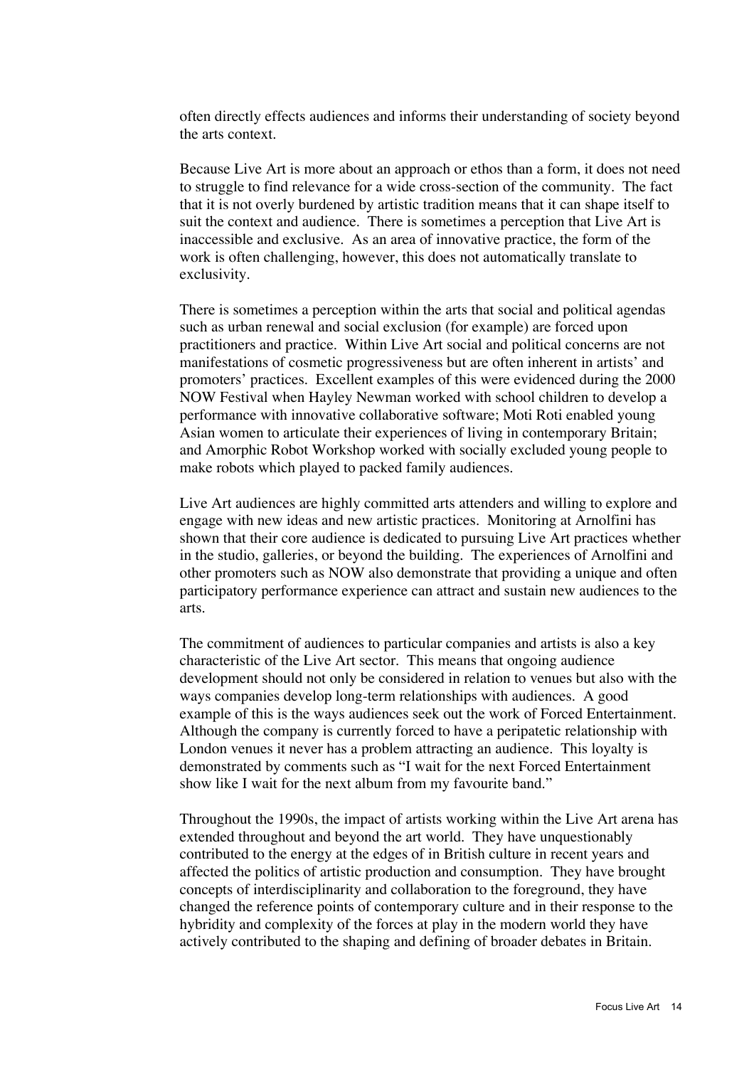often directly effects audiences and informs their understanding of society beyond the arts context.

Because Live Art is more about an approach or ethos than a form, it does not need to struggle to find relevance for a wide cross-section of the community. The fact that it is not overly burdened by artistic tradition means that it can shape itself to suit the context and audience. There is sometimes a perception that Live Art is inaccessible and exclusive. As an area of innovative practice, the form of the work is often challenging, however, this does not automatically translate to exclusivity.

There is sometimes a perception within the arts that social and political agendas such as urban renewal and social exclusion (for example) are forced upon practitioners and practice. Within Live Art social and political concerns are not manifestations of cosmetic progressiveness but are often inherent in artists' and promoters' practices. Excellent examples of this were evidenced during the 2000 NOW Festival when Hayley Newman worked with school children to develop a performance with innovative collaborative software; Moti Roti enabled young Asian women to articulate their experiences of living in contemporary Britain; and Amorphic Robot Workshop worked with socially excluded young people to make robots which played to packed family audiences.

Live Art audiences are highly committed arts attenders and willing to explore and engage with new ideas and new artistic practices. Monitoring at Arnolfini has shown that their core audience is dedicated to pursuing Live Art practices whether in the studio, galleries, or beyond the building. The experiences of Arnolfini and other promoters such as NOW also demonstrate that providing a unique and often participatory performance experience can attract and sustain new audiences to the arts.

The commitment of audiences to particular companies and artists is also a key characteristic of the Live Art sector. This means that ongoing audience development should not only be considered in relation to venues but also with the ways companies develop long-term relationships with audiences. A good example of this is the ways audiences seek out the work of Forced Entertainment. Although the company is currently forced to have a peripatetic relationship with London venues it never has a problem attracting an audience. This loyalty is demonstrated by comments such as "I wait for the next Forced Entertainment show like I wait for the next album from my favourite band."

Throughout the 1990s, the impact of artists working within the Live Art arena has extended throughout and beyond the art world. They have unquestionably contributed to the energy at the edges of in British culture in recent years and affected the politics of artistic production and consumption. They have brought concepts of interdisciplinarity and collaboration to the foreground, they have changed the reference points of contemporary culture and in their response to the hybridity and complexity of the forces at play in the modern world they have actively contributed to the shaping and defining of broader debates in Britain.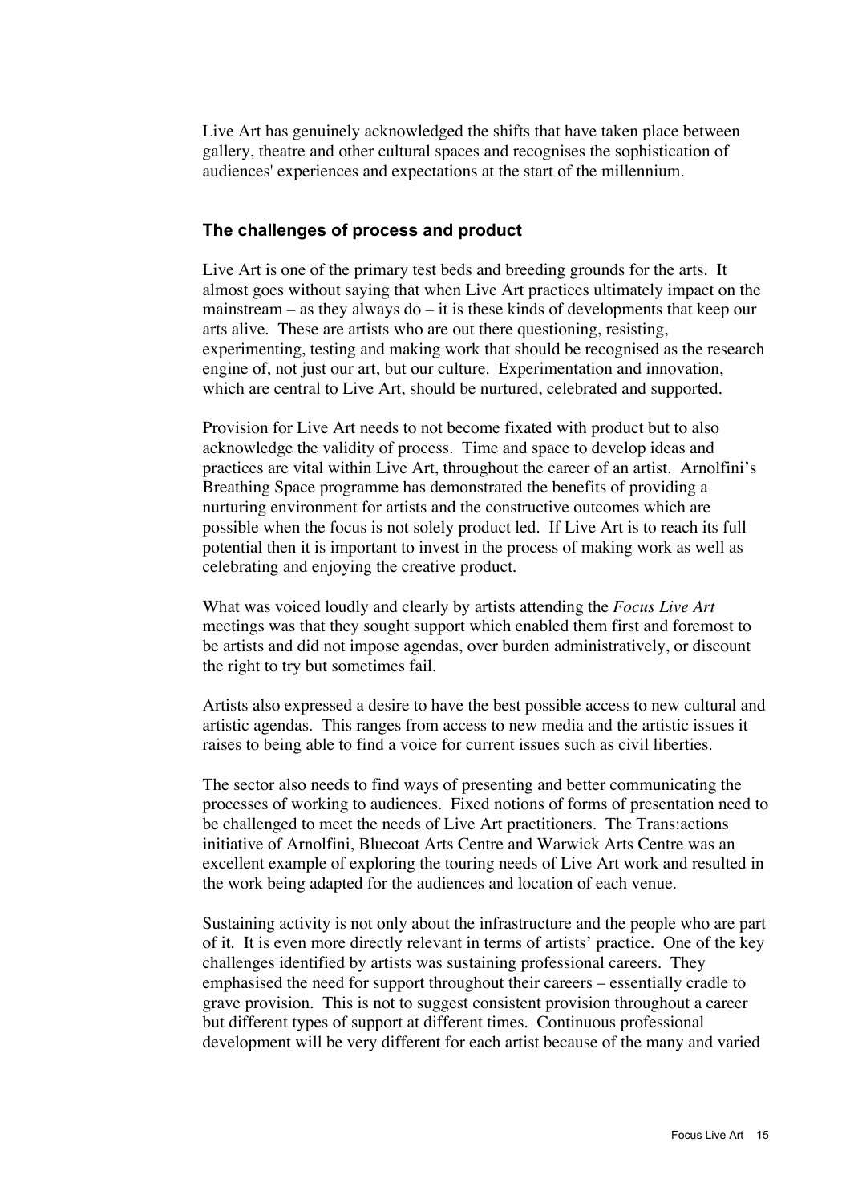Live Art has genuinely acknowledged the shifts that have taken place between gallery, theatre and other cultural spaces and recognises the sophistication of audiences' experiences and expectations at the start of the millennium.

### The challenges of process and product

Live Art is one of the primary test beds and breeding grounds for the arts. It almost goes without saying that when Live Art practices ultimately impact on the mainstream – as they always do – it is these kinds of developments that keep our arts alive. These are artists who are out there questioning, resisting, experimenting, testing and making work that should be recognised as the research engine of, not just our art, but our culture. Experimentation and innovation, which are central to Live Art, should be nurtured, celebrated and supported.

Provision for Live Art needs to not become fixated with product but to also acknowledge the validity of process. Time and space to develop ideas and practices are vital within Live Art, throughout the career of an artist. Arnolfini's Breathing Space programme has demonstrated the benefits of providing a nurturing environment for artists and the constructive outcomes which are possible when the focus is not solely product led. If Live Art is to reach its full potential then it is important to invest in the process of making work as well as celebrating and enjoying the creative product.

What was voiced loudly and clearly by artists attending the *Focus Live Art* meetings was that they sought support which enabled them first and foremost to be artists and did not impose agendas, over burden administratively, or discount the right to try but sometimes fail.

Artists also expressed a desire to have the best possible access to new cultural and artistic agendas. This ranges from access to new media and the artistic issues it raises to being able to find a voice for current issues such as civil liberties.

The sector also needs to find ways of presenting and better communicating the processes of working to audiences. Fixed notions of forms of presentation need to be challenged to meet the needs of Live Art practitioners. The Trans:actions initiative of Arnolfini, Bluecoat Arts Centre and Warwick Arts Centre was an excellent example of exploring the touring needs of Live Art work and resulted in the work being adapted for the audiences and location of each venue.

Sustaining activity is not only about the infrastructure and the people who are part of it. It is even more directly relevant in terms of artists' practice. One of the key challenges identified by artists was sustaining professional careers. They emphasised the need for support throughout their careers – essentially cradle to grave provision. This is not to suggest consistent provision throughout a career but different types of support at different times. Continuous professional development will be very different for each artist because of the many and varied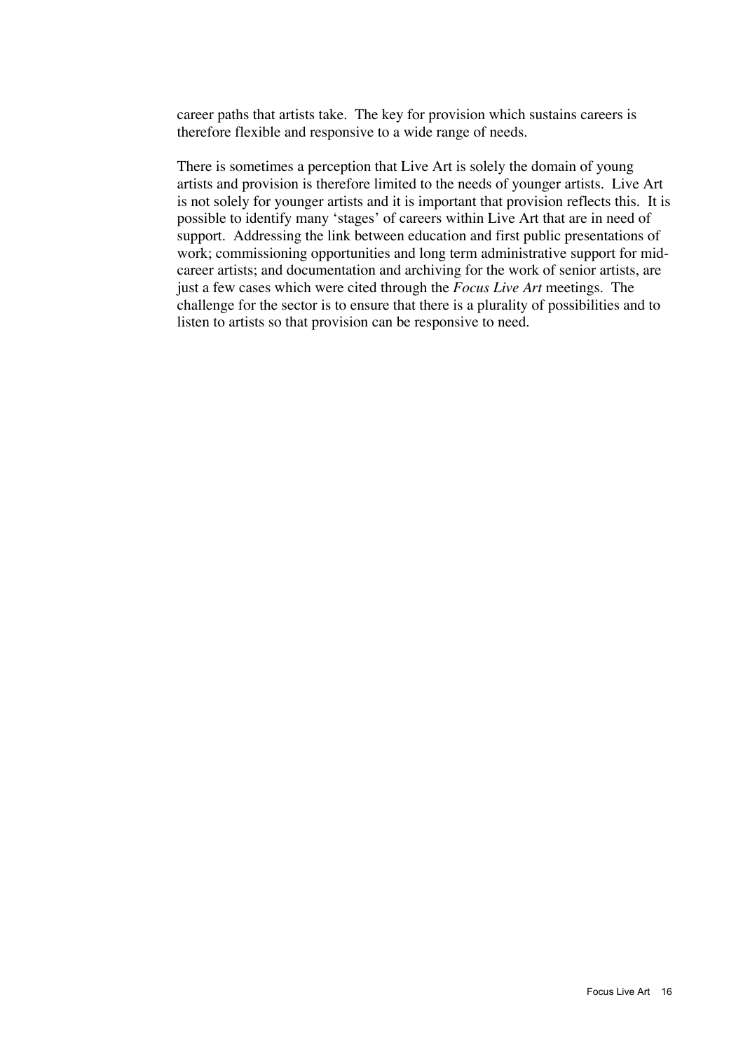career paths that artists take. The key for provision which sustains careers is therefore flexible and responsive to a wide range of needs.

There is sometimes a perception that Live Art is solely the domain of young artists and provision is therefore limited to the needs of younger artists. Live Art is not solely for younger artists and it is important that provision reflects this. It is possible to identify many 'stages' of careers within Live Art that are in need of support. Addressing the link between education and first public presentations of work; commissioning opportunities and long term administrative support for mid-career artists; and documentation and archiving for the work of senior artists, are just a few cases which were cited through the *Focus Live Art* meetings. The challenge for the sector is to ensure that there is a plurality of possibilities and to listen to artists so that provision can be responsive to need.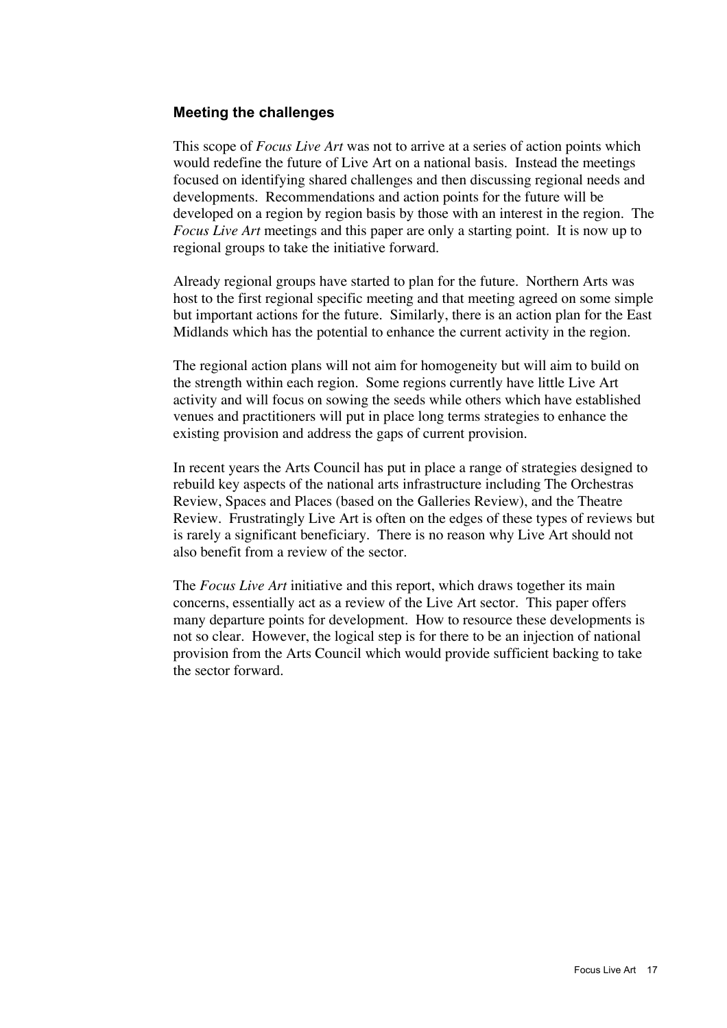## Meeting the challenges

This scope of *Focus Live Art* was not to arrive at a series of action points which would redefine the future of Live Art on a national basis. Instead the meetings focused on identifying shared challenges and then discussing regional needs and developments. Recommendations and action points for the future will be developed on a region by region basis by those with an interest in the region. The *Focus Live Art* meetings and this paper are only a starting point. It is now up to regional groups to take the initiative forward.

Already regional groups have started to plan for the future. Northern Arts was host to the first regional specific meeting and that meeting agreed on some simple but important actions for the future. Similarly, there is an action plan for the East Midlands which has the potential to enhance the current activity in the region.

The regional action plans will not aim for homogeneity but will aim to build on the strength within each region. Some regions currently have little Live Art activity and will focus on sowing the seeds while others which have established venues and practitioners will put in place long terms strategies to enhance the existing provision and address the gaps of current provision.

In recent years the Arts Council has put in place a range of strategies designed to rebuild key aspects of the national arts infrastructure including The Orchestras Review, Spaces and Places (based on the Galleries Review), and the Theatre Review. Frustratingly Live Art is often on the edges of these types of reviews but is rarely a significant beneficiary. There is no reason why Live Art should not also benefit from a review of the sector.

The *Focus Live Art* initiative and this report, which draws together its main concerns, essentially act as a review of the Live Art sector. This paper offers many departure points for development. How to resource these developments is not so clear. However, the logical step is for there to be an injection of national provision from the Arts Council which would provide sufficient backing to take the sector forward.